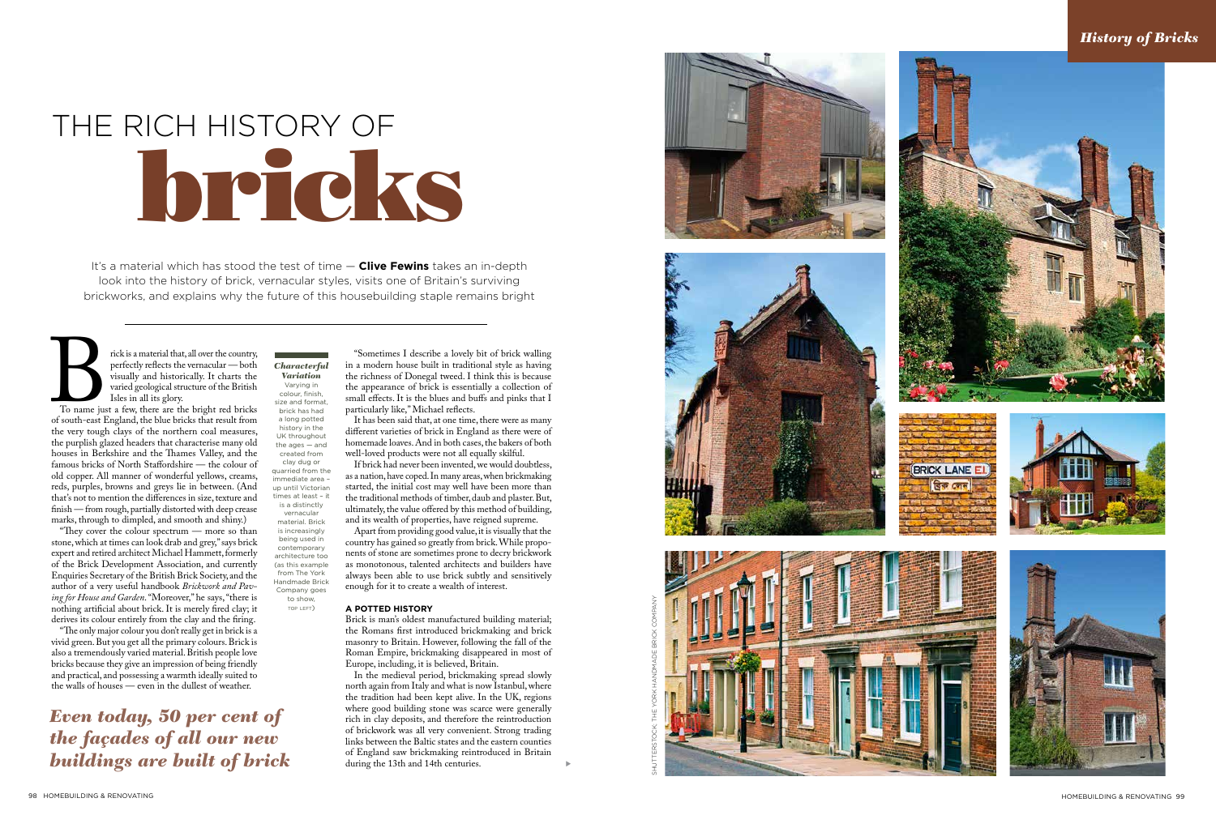# THE RICH HISTORY OF bricks

It's a material which has stood the test of time — **Clive Fewins** takes an in-depth look into the history of brick, vernacular styles, visits one of Britain's surviving brickworks, and explains why the future of this housebuilding staple remains bright

Brick is a material that, all over the country, perfectly reflects the vernacular — both visually and historically. It charts the varied geological structure of the British Isles in all its glory.

To name just a few, there are the bright red bricks of south-east England, the blue bricks that result from the very tough clays of the northern coal measures, the purplish glazed headers that characterise many old houses in Berkshire and the Thames Valley, and the famous bricks of North Staffordshire — the colour of old copper. All manner of wonderful yellows, creams, reds, purples, browns and greys lie in between. (And that's not to mention the differences in size, texture and finish — from rough, partially distorted with deep crease marks, through to dimpled, and smooth and shiny.)

"They cover the colour spectrum — more so than stone, which at times can look drab and grey," says brick expert and retired architect Michael Hammett, formerly of the Brick Development Association, and currently Enquiries Secretary of the British Brick Society, and the author of a very useful handbook *Brickwork and Paving for House and Garden*. "Moreover," he says, "there is nothing artificial about brick. It is merely fired clay; it derives its colour entirely from the clay and the firing.

"The only major colour you don't really get in brick is a vivid green. But you get all the primary colours. Brick is also a tremendously varied material. British people love bricks because they give an impression of being friendly and practical, and possessing a warmth ideally suited to the walls of houses — even in the dullest of weather.

*Even today, 50 per cent of the façades of all our new buildings are built of brick*

***Characterful Variation***
Varying in colour, finish, size and format, brick has had a long potted history in the UK throughout the ages — and created from clay dug or quarried from the immediate area – up until Victorian times at least – it is a distinctly vernacular material. Brick is increasingly being used in contemporary architecture too (as this example from The York Handmade Brick Company goes to show, TOP LEFT)

"Sometimes I describe a lovely bit of brick walling in a modern house built in traditional style as having the richness of Donegal tweed. I think this is because the appearance of brick is essentially a collection of small effects. It is the blues and buffs and pinks that I particularly like," Michael reflects.

It has been said that, at one time, there were as many different varieties of brick in England as there were of homemade loaves. And in both cases, the bakers of both well-loved products were not all equally skilful.

If brick had never been invented, we would doubtless, as a nation, have coped. In many areas, when brickmaking started, the initial cost may well have been more than the traditional methods of timber, daub and plaster. But, ultimately, the value offered by this method of building, and its wealth of properties, have reigned supreme.

Apart from providing good value, it is visually that the country has gained so greatly from brick. While proponents of stone are sometimes prone to decry brickwork as monotonous, talented architects and builders have always been able to use brick subtly and sensitively enough for it to create a wealth of interest.

### A POTTED HISTORY

Brick is man's oldest manufactured building material; the Romans first introduced brickmaking and brick masonry to Britain. However, following the fall of the Roman Empire, brickmaking disappeared in most of Europe, including, it is believed, Britain.

In the medieval period, brickmaking spread slowly north again from Italy and what is now Istanbul, where the tradition had been kept alive. In the UK, regions where good building stone was scarce were generally rich in clay deposits, and therefore the reintroduction of brickwork was all very convenient. Strong trading links between the Baltic states and the eastern counties of England saw brickmaking reintroduced in Britain during the 13th and 14th centuries.

SHUTTERSTOCK, THE YORK HANDMADE BRICK COMPANY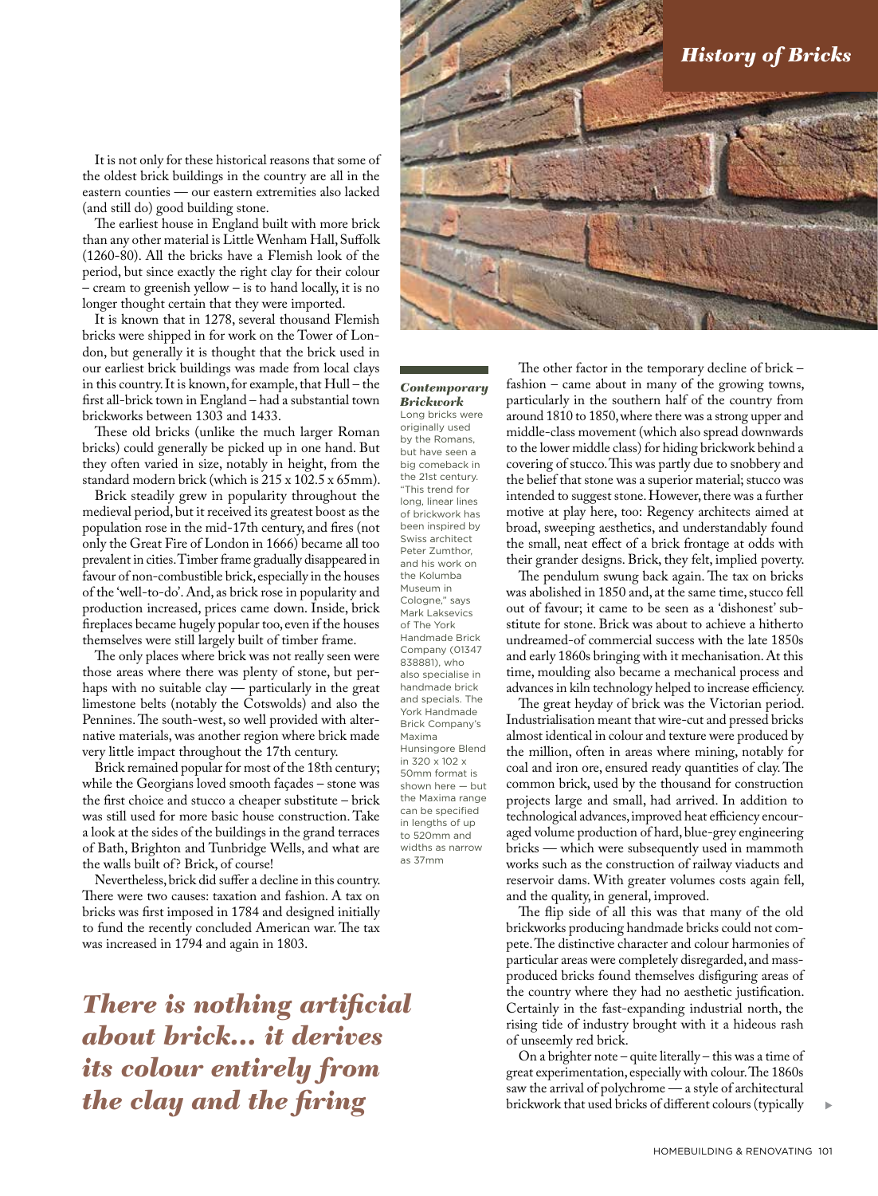It is not only for these historical reasons that some of the oldest brick buildings in the country are all in the eastern counties — our eastern extremities also lacked (and still do) good building stone.

The earliest house in England built with more brick than any other material is Little Wenham Hall, Suffolk (1260-80). All the bricks have a Flemish look of the period, but since exactly the right clay for their colour – cream to greenish yellow – is to hand locally, it is no longer thought certain that they were imported.

It is known that in 1278, several thousand Flemish bricks were shipped in for work on the Tower of London, but generally it is thought that the brick used in our earliest brick buildings was made from local clays in this country. It is known, for example, that Hull – the first all-brick town in England – had a substantial town brickworks between 1303 and 1433.

These old bricks (unlike the much larger Roman bricks) could generally be picked up in one hand. But they often varied in size, notably in height, from the standard modern brick (which is 215 x 102.5 x 65mm).

Brick steadily grew in popularity throughout the medieval period, but it received its greatest boost as the population rose in the mid-17th century, and fires (not only the Great Fire of London in 1666) became all too prevalent in cities. Timber frame gradually disappeared in favour of non-combustible brick, especially in the houses of the 'well-to-do'. And, as brick rose in popularity and production increased, prices came down. Inside, brick fireplaces became hugely popular too, even if the houses themselves were still largely built of timber frame.

The only places where brick was not really seen were those areas where there was plenty of stone, but perhaps with no suitable clay — particularly in the great limestone belts (notably the Cotswolds) and also the Pennines. The south-west, so well provided with alternative materials, was another region where brick made very little impact throughout the 17th century.

Brick remained popular for most of the 18th century; while the Georgians loved smooth façades – stone was the first choice and stucco a cheaper substitute – brick was still used for more basic house construction. Take a look at the sides of the buildings in the grand terraces of Bath, Brighton and Tunbridge Wells, and what are the walls built of? Brick, of course!

Nevertheless, brick did suffer a decline in this country. There were two causes: taxation and fashion. A tax on bricks was first imposed in 1784 and designed initially to fund the recently concluded American war. The tax was increased in 1794 and again in 1803.

***There is nothing artificial about brick... it derives its colour entirely from the clay and the firing***

***Contemporary Brickwork***

Long bricks were originally used by the Romans, but have seen a big comeback in the 21st century. "This trend for long, linear lines of brickwork has been inspired by Swiss architect Peter Zumthor, and his work on the Kolumba Museum in Cologne," says Mark Laksevics of The York Handmade Brick Company (01347 838881), who also specialise in handmade brick and specials. The York Handmade Brick Company's Maxima Hunsingore Blend in 320 x 102 x 50mm format is shown here — but the Maxima range can be specified in lengths of up to 520mm and widths as narrow as 37mm

The other factor in the temporary decline of brick – fashion – came about in many of the growing towns, particularly in the southern half of the country from around 1810 to 1850, where there was a strong upper and middle-class movement (which also spread downwards to the lower middle class) for hiding brickwork behind a covering of stucco. This was partly due to snobbery and the belief that stone was a superior material; stucco was intended to suggest stone. However, there was a further motive at play here, too: Regency architects aimed at broad, sweeping aesthetics, and understandably found the small, neat effect of a brick frontage at odds with their grander designs. Brick, they felt, implied poverty.

The pendulum swung back again. The tax on bricks was abolished in 1850 and, at the same time, stucco fell out of favour; it came to be seen as a 'dishonest' substitute for stone. Brick was about to achieve a hitherto undreamed-of commercial success with the late 1850s and early 1860s bringing with it mechanisation. At this time, moulding also became a mechanical process and advances in kiln technology helped to increase efficiency.

The great heyday of brick was the Victorian period. Industrialisation meant that wire-cut and pressed bricks almost identical in colour and texture were produced by the million, often in areas where mining, notably for coal and iron ore, ensured ready quantities of clay. The common brick, used by the thousand for construction projects large and small, had arrived. In addition to technological advances, improved heat efficiency encouraged volume production of hard, blue-grey engineering bricks — which were subsequently used in mammoth works such as the construction of railway viaducts and reservoir dams. With greater volumes costs again fell, and the quality, in general, improved.

The flip side of all this was that many of the old brickworks producing handmade bricks could not compete. The distinctive character and colour harmonies of particular areas were completely disregarded, and mass-produced bricks found themselves disfiguring areas of the country where they had no aesthetic justification. Certainly in the fast-expanding industrial north, the rising tide of industry brought with it a hideous rash of unseemly red brick.

On a brighter note – quite literally – this was a time of great experimentation, especially with colour. The 1860s saw the arrival of polychrome — a style of architectural brickwork that used bricks of different colours (typically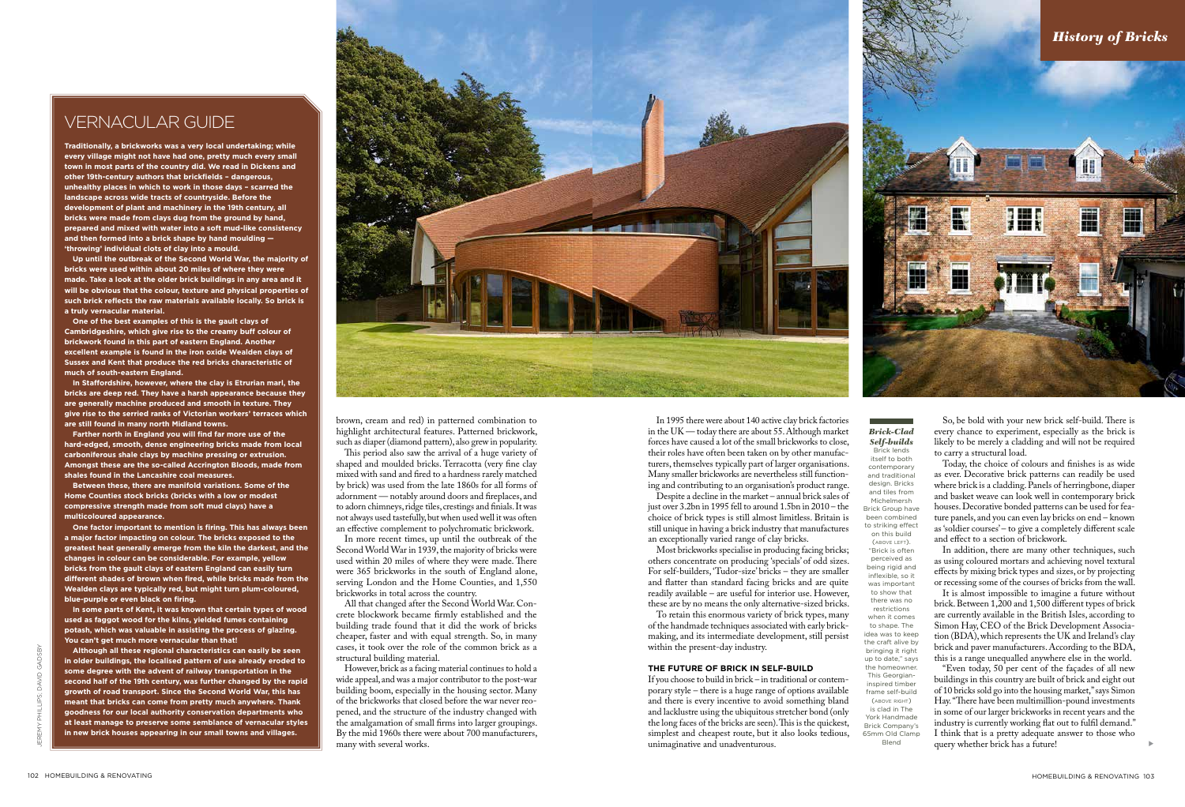## VERNACULAR GUIDE

**Traditionally, a brickworks was a very local undertaking; while every village might not have had one, pretty much every small town in most parts of the country did. We read in Dickens and other 19th-century authors that brickfields – dangerous, unhealthy places in which to work in those days – scarred the landscape across wide tracts of countryside. Before the development of plant and machinery in the 19th century, all bricks were made from clays dug from the ground by hand, prepared and mixed with water into a soft mud-like consistency and then formed into a brick shape by hand moulding — 'throwing' individual clots of clay into a mould.**

**Up until the outbreak of the Second World War, the majority of bricks were used within about 20 miles of where they were made. Take a look at the older brick buildings in any area and it will be obvious that the colour, texture and physical properties of such brick reflects the raw materials available locally. So brick is a truly vernacular material.**

**One of the best examples of this is the gault clays of Cambridgeshire, which give rise to the creamy buff colour of brickwork found in this part of eastern England. Another excellent example is found in the iron oxide Wealden clays of Sussex and Kent that produce the red bricks characteristic of much of south-eastern England.**

**In Staffordshire, however, where the clay is Etrurian marl, the bricks are deep red. They have a harsh appearance because they are generally machine produced and smooth in texture. They give rise to the serried ranks of Victorian workers' terraces which are still found in many north Midland towns.**

**Farther north in England you will find far more use of the hard-edged, smooth, dense engineering bricks made from local carboniferous shale clays by machine pressing or extrusion. Amongst these are the so-called Accrington Bloods, made from shales found in the Lancashire coal measures.**

**Between these, there are manifold variations. Some of the Home Counties stock bricks (bricks with a low or modest compressive strength made from soft mud clays) have a multicoloured appearance.**

**One factor important to mention is firing. This has always been a major factor impacting on colour. The bricks exposed to the greatest heat generally emerge from the kiln the darkest, and the changes in colour can be considerable. For example, yellow bricks from the gault clays of eastern England can easily turn different shades of brown when fired, while bricks made from the Wealden clays are typically red, but might turn plum-coloured, blue-purple or even black on firing.**

**In some parts of Kent, it was known that certain types of wood used as faggot wood for the kilns, yielded fumes containing potash, which was valuable in assisting the process of glazing. You can't get much more vernacular than that!**

**Although all these regional characteristics can easily be seen in older buildings, the localised pattern of use already eroded to some degree with the advent of railway transportation in the second half of the 19th century, was further changed by the rapid growth of road transport. Since the Second World War, this has meant that bricks can come from pretty much anywhere. Thank goodness for our local authority conservation departments who at least manage to preserve some semblance of vernacular styles in new brick houses appearing in our small towns and villages.**

JEREMY PHILLIPS; DAVID GADSBY

brown, cream and red) in patterned combination to highlight architectural features. Patterned brickwork, such as diaper (diamond pattern), also grew in popularity.

This period also saw the arrival of a huge variety of shaped and moulded bricks. Terracotta (very fine clay mixed with sand and fired to a hardness rarely matched by brick) was used from the late 1860s for all forms of adornment — notably around doors and fireplaces, and to adorn chimneys, ridge tiles, crestings and finials. It was not always used tastefully, but when used well it was often an effective complement to polychromatic brickwork.

In more recent times, up until the outbreak of the Second World War in 1939, the majority of bricks were used within 20 miles of where they were made. There were 365 brickworks in the south of England alone, serving London and the Home Counties, and 1,550 brickworks in total across the country.

All that changed after the Second World War. Concrete blockwork became firmly established and the building trade found that it did the work of bricks cheaper, faster and with equal strength. So, in many cases, it took over the role of the common brick as a structural building material.

However, brick as a facing material continues to hold a wide appeal, and was a major contributor to the post-war building boom, especially in the housing sector. Many of the brickworks that closed before the war never reopened, and the structure of the industry changed with the amalgamation of small firms into larger groupings. By the mid 1960s there were about 700 manufacturers, many with several works.

In 1995 there were about 140 active clay brick factories in the UK — today there are about 55. Although market forces have caused a lot of the small brickworks to close, their roles have often been taken on by other manufacturers, themselves typically part of larger organisations. Many smaller brickworks are nevertheless still functioning and contributing to an organisation's product range.

Despite a decline in the market – annual brick sales of just over 3.2bn in 1995 fell to around 1.5bn in 2010 – the choice of brick types is still almost limitless. Britain is still unique in having a brick industry that manufactures an exceptionally varied range of clay bricks.

Most brickworks specialise in producing facing bricks; others concentrate on producing 'specials' of odd sizes. For self-builders, 'Tudor-size' bricks – they are smaller and flatter than standard facing bricks and are quite readily available – are useful for interior use. However, these are by no means the only alternative-sized bricks.

To retain this enormous variety of brick types, many of the handmade techniques associated with early brickmaking, and its intermediate development, still persist within the present-day industry.

### THE FUTURE OF BRICK IN SELF-BUILD

If you choose to build in brick – in traditional or contemporary style – there is a huge range of options available and there is every incentive to avoid something bland and lacklustre using the ubiquitous stretcher bond (only the long faces of the bricks are seen). This is the quickest, simplest and cheapest route, but it also looks tedious, unimaginative and unadventurous.

***Brick-Clad Self-builds*** Brick lends itself to both contemporary and traditional design. Bricks and tiles from Michelmersh Brick Group have been combined to striking effect on this build (ABOVE LEFT). "Brick is often perceived as being rigid and inflexible, so it was important to show that there was no restrictions when it comes to shape. The idea was to keep the craft alive by bringing it right up to date," says the homeowner. This Georgian-inspired timber frame self-build (ABOVE RIGHT) is clad in The York Handmade Brick Company's 65mm Old Clamp Blend

So, be bold with your new brick self-build. There is every chance to experiment, especially as the brick is likely to be merely a cladding and will not be required to carry a structural load.

Today, the choice of colours and finishes is as wide as ever. Decorative brick patterns can readily be used where brick is a cladding. Panels of herringbone, diaper and basket weave can look well in contemporary brick houses. Decorative bonded patterns can be used for feature panels, and you can even lay bricks on end – known as 'soldier courses' – to give a completely different scale and effect to a section of brickwork.

In addition, there are many other techniques, such as using coloured mortars and achieving novel textural effects by mixing brick types and sizes, or by projecting or recessing some of the courses of bricks from the wall.

It is almost impossible to imagine a future without brick. Between 1,200 and 1,500 different types of brick are currently available in the British Isles, according to Simon Hay, CEO of the Brick Development Association (BDA), which represents the UK and Ireland's clay brick and paver manufacturers. According to the BDA, this is a range unequalled anywhere else in the world.

"Even today, 50 per cent of the façades of all new buildings in this country are built of brick and eight out of 10 bricks sold go into the housing market," says Simon Hay. "There have been multimillion-pound investments in some of our larger brickworks in recent years and the industry is currently working flat out to fulfil demand." I think that is a pretty adequate answer to those who query whether brick has a future!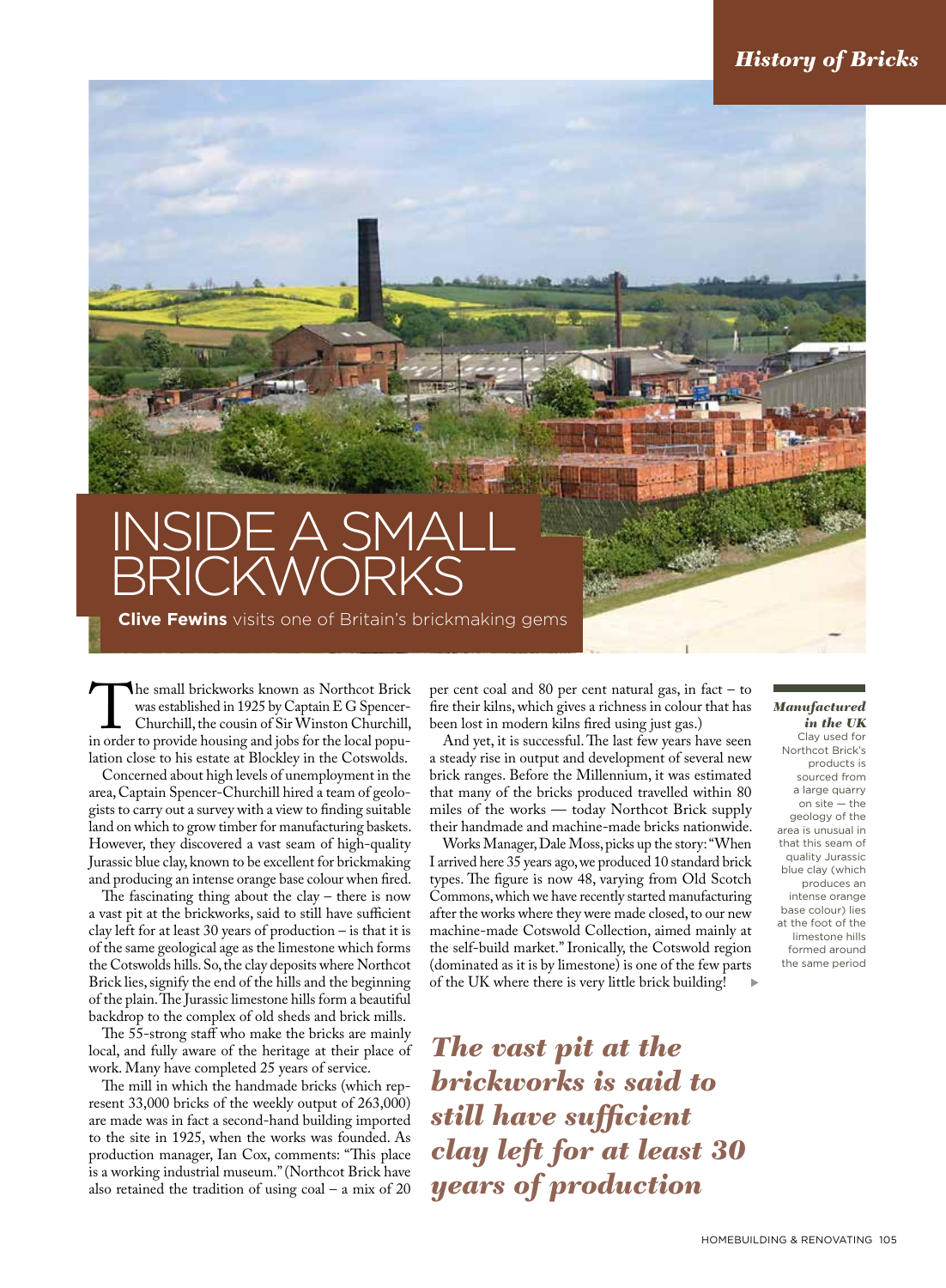# INSIDE A SMALL BRICKWORKS

**Clive Fewins** visits one of Britain's brickmaking gems

The small brickworks known as Northcot Brick was established in 1925 by Captain E G Spencer-Churchill, the cousin of Sir Winston Churchill, in order to provide housing and jobs for the local population close to his estate at Blockley in the Cotswolds.

Concerned about high levels of unemployment in the area, Captain Spencer-Churchill hired a team of geologists to carry out a survey with a view to finding suitable land on which to grow timber for manufacturing baskets. However, they discovered a vast seam of high-quality Jurassic blue clay, known to be excellent for brickmaking and producing an intense orange base colour when fired.

The fascinating thing about the clay – there is now a vast pit at the brickworks, said to still have sufficient clay left for at least 30 years of production – is that it is of the same geological age as the limestone which forms the Cotswolds hills. So, the clay deposits where Northcot Brick lies, signify the end of the hills and the beginning of the plain. The Jurassic limestone hills form a beautiful backdrop to the complex of old sheds and brick mills.

The 55-strong staff who make the bricks are mainly local, and fully aware of the heritage at their place of work. Many have completed 25 years of service.

The mill in which the handmade bricks (which represent 33,000 bricks of the weekly output of 263,000) are made was in fact a second-hand building imported to the site in 1925, when the works was founded. As production manager, Ian Cox, comments: "This place is a working industrial museum." (Northcot Brick have also retained the tradition of using coal – a mix of 20 per cent coal and 80 per cent natural gas, in fact – to fire their kilns, which gives a richness in colour that has been lost in modern kilns fired using just gas.)

And yet, it is successful. The last few years have seen a steady rise in output and development of several new brick ranges. Before the Millennium, it was estimated that many of the bricks produced travelled within 80 miles of the works — today Northcot Brick supply their handmade and machine-made bricks nationwide.

Works Manager, Dale Moss, picks up the story: "When I arrived here 35 years ago, we produced 10 standard brick types. The figure is now 48, varying from Old Scotch Commons, which we have recently started manufacturing after the works where they were made closed, to our new machine-made Cotswold Collection, aimed mainly at the self-build market." Ironically, the Cotswold region (dominated as it is by limestone) is one of the few parts of the UK where there is very little brick building!

***The vast pit at the brickworks is said to still have sufficient clay left for at least 30 years of production***

***Manufactured in the UK***

Clay used for Northcot Brick's products is sourced from a large quarry on site — the geology of the area is unusual in that this seam of quality Jurassic blue clay (which produces an intense orange base colour) lies at the foot of the limestone hills formed around the same period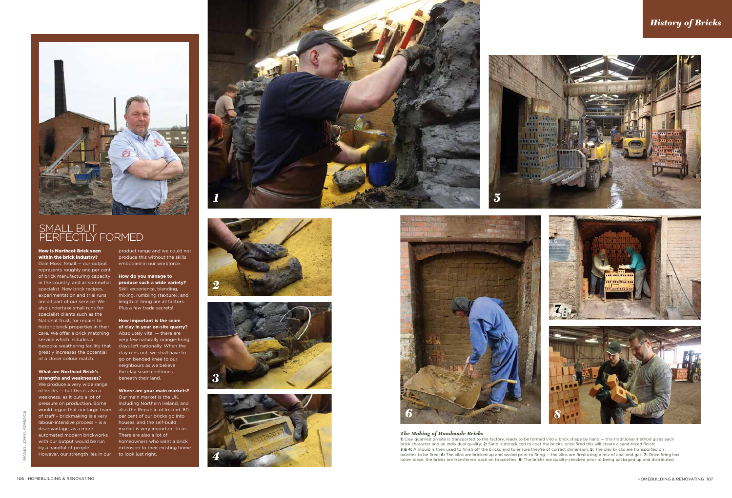## SMALL BUT PERFECTLY FORMED

**How is Northcot Brick seen within the brick industry?**

Dale Moss: Small — our output represents roughly one per cent of brick manufacturing capacity in the country, and as somewhat specialist. New brick recipes, experimentation and trial runs are all part of our service. We also undertake small runs for specialist clients such as the National Trust, for repairs to historic brick properties in their care. We offer a brick matching service which includes a bespoke weathering facility that greatly increases the potential of a closer colour match.

**What are Northcot Brick's strengths and weaknesses?**

We produce a very wide range of bricks — but this is also a weakness, as it puts a lot of pressure on production. Some would argue that our large team of staff – brickmaking is a very labour-intensive process – is a disadvantage, as a more automated modern brickworks with our output would be run by a handful of people. However, our strength lies in our product range and we could not produce this without the skills embodied in our workforce.

**How do you manage to produce such a wide variety?**

Skill, experience, blending, mixing, rumbling (texture), and length of firing are all factors. Plus a few trade secrets!

**How important is the seam of clay in your on-site quarry?**

Absolutely vital — there are very few naturally orange-firing clays left nationally. When the clay runs out, we shall have to go on bended knee to our neighbours as we believe the clay seam continues beneath their land.

**Where are your main markets?**

Our main market is the UK, including Northern Ireland, and also the Republic of Ireland. 80 per cent of our bricks go into houses, and the self-build market is very important to us. There are also a lot of homeowners who want a brick extension to their existing home to look just right.

IMAGES: JOHN LAWRENCE

1

5

2

3

4

6

7

8

***The Making of Handmade Bricks***

**1:** Clay quarried on site is transported to the factory, ready to be formed into a brick shape by hand — this traditional method gives each brick character and an individual quality; **2:** Sand is introduced to coat the bricks; once fired this will create a sand-faced finish; **3 & 4:** A mould is then used to finish off the bricks and to ensure they're of correct dimension; **5:** The clay bricks are transported on palettes to be fired; **6:** The kilns are bricked up and sealed prior to firing — the kilns are fired using a mix of coal and gas; **7:** Once firing has taken place, the bricks are transferred back on to palettes; **8:** The bricks are quality-checked prior to being packaged up and distributed